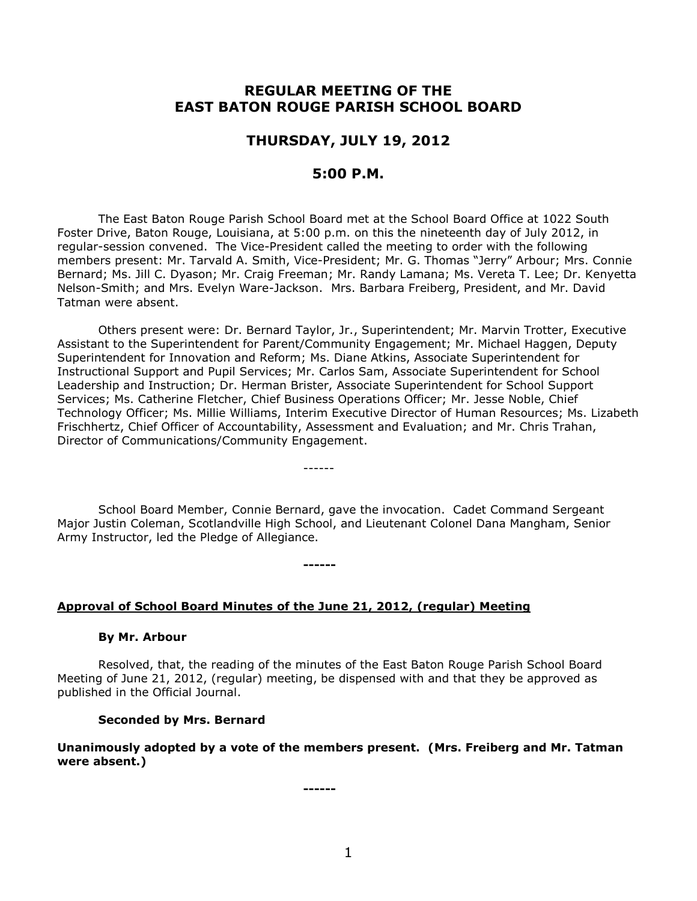# REGULAR MEETING OF THE EAST BATON ROUGE PARISH SCHOOL BOARD

## THURSDAY, JULY 19, 2012

## 5:00 P.M.

The East Baton Rouge Parish School Board met at the School Board Office at 1022 South Foster Drive, Baton Rouge, Louisiana, at 5:00 p.m. on this the nineteenth day of July 2012, in regular-session convened. The Vice-President called the meeting to order with the following members present: Mr. Tarvald A. Smith, Vice-President; Mr. G. Thomas "Jerry" Arbour; Mrs. Connie Bernard; Ms. Jill C. Dyason; Mr. Craig Freeman; Mr. Randy Lamana; Ms. Vereta T. Lee; Dr. Kenyetta Nelson-Smith; and Mrs. Evelyn Ware-Jackson. Mrs. Barbara Freiberg, President, and Mr. David Tatman were absent.

Others present were: Dr. Bernard Taylor, Jr., Superintendent; Mr. Marvin Trotter, Executive Assistant to the Superintendent for Parent/Community Engagement; Mr. Michael Haggen, Deputy Superintendent for Innovation and Reform; Ms. Diane Atkins, Associate Superintendent for Instructional Support and Pupil Services; Mr. Carlos Sam, Associate Superintendent for School Leadership and Instruction; Dr. Herman Brister, Associate Superintendent for School Support Services; Ms. Catherine Fletcher, Chief Business Operations Officer; Mr. Jesse Noble, Chief Technology Officer; Ms. Millie Williams, Interim Executive Director of Human Resources; Ms. Lizabeth Frischhertz, Chief Officer of Accountability, Assessment and Evaluation; and Mr. Chris Trahan, Director of Communications/Community Engagement.

------

School Board Member, Connie Bernard, gave the invocation. Cadet Command Sergeant Major Justin Coleman, Scotlandville High School, and Lieutenant Colonel Dana Mangham, Senior Army Instructor, led the Pledge of Allegiance.

**------**

**Approval of School Board Minutes of the June 21, 2012, (regular) Meeting**

**By Mr. Arbour**

Resolved, that, the reading of the minutes of the East Baton Rouge Parish School Board Meeting of June 21, 2012, (regular) meeting, be dispensed with and that they be approved as published in the Official Journal.

**Seconded by Mrs. Bernard**

**Unanimously adopted by a vote of the members present. (Mrs. Freiberg and Mr. Tatman were absent.)**

**------**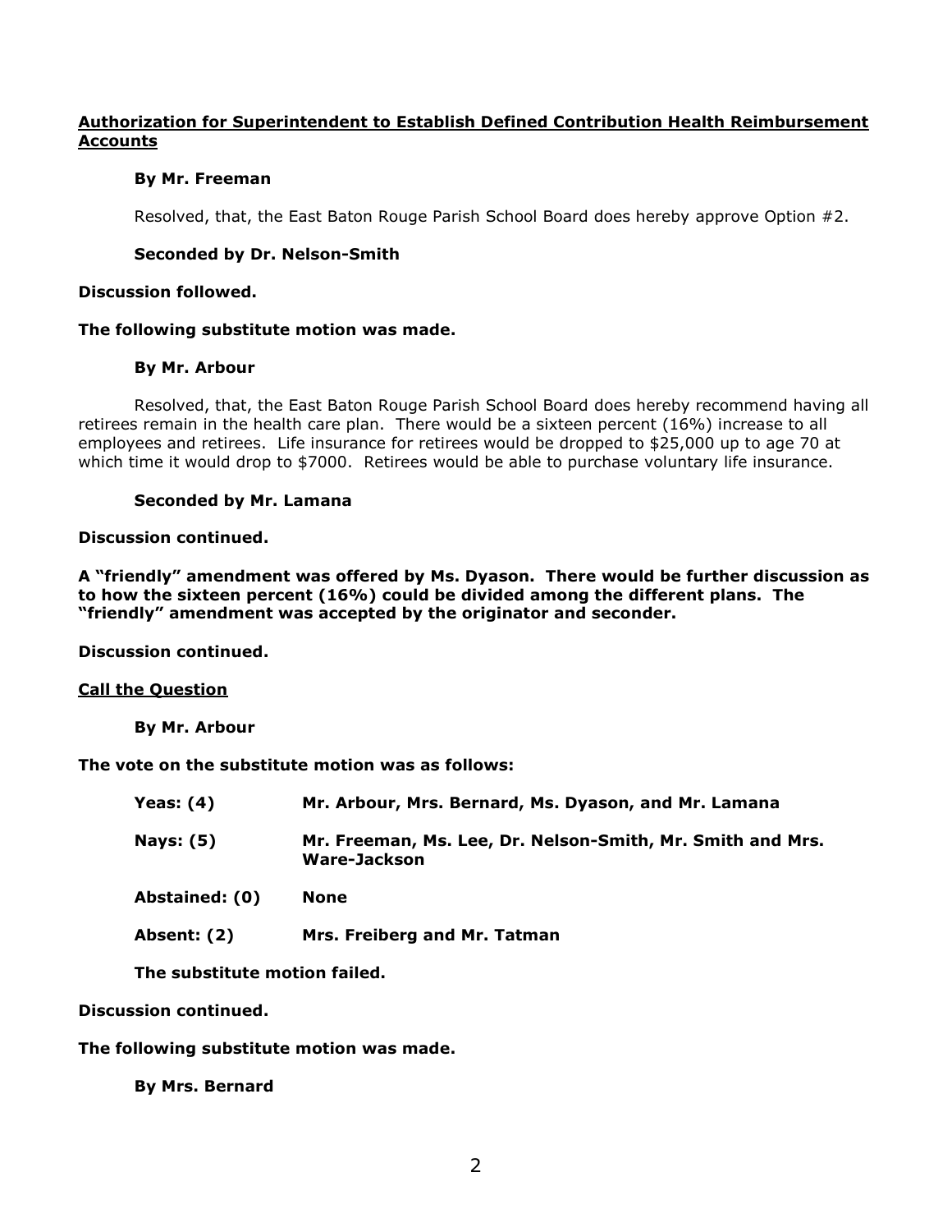**<u>Authorization for Superintendent to Establish Defined Contribution Health Reimbursement Accounts</u>**

**By Mr. Freeman**

Resolved, that, the East Baton Rouge Parish School Board does hereby approve Option #2.

**Seconded by Dr. Nelson-Smith**

**Discussion followed.**

**The following substitute motion was made.**

**By Mr. Arbour**

Resolved, that, the East Baton Rouge Parish School Board does hereby recommend having all retirees remain in the health care plan. There would be a sixteen percent (16%) increase to all employees and retirees. Life insurance for retirees would be dropped to $25,000 up to age 70 at which time it would drop to $7000. Retirees would be able to purchase voluntary life insurance.

**Seconded by Mr. Lamana**

**Discussion continued.**

**A "friendly" amendment was offered by Ms. Dyason. There would be further discussion as to how the sixteen percent (16%) could be divided among the different plans. The "friendly" amendment was accepted by the originator and seconder.**

**Discussion continued.**

**<u>Call the Question</u>**

**By Mr. Arbour**

**The vote on the substitute motion was as follows:**

| | |
|---|---|
| **Yeas: (4)** | **Mr. Arbour, Mrs. Bernard, Ms. Dyason, and Mr. Lamana** |
| **Nays: (5)** | **Mr. Freeman, Ms. Lee, Dr. Nelson-Smith, Mr. Smith and Mrs. Ware-Jackson** |
| **Abstained: (0)** | **None** |
| **Absent: (2)** | **Mrs. Freiberg and Mr. Tatman** |

**The substitute motion failed.**

**Discussion continued.**

**The following substitute motion was made.**

**By Mrs. Bernard**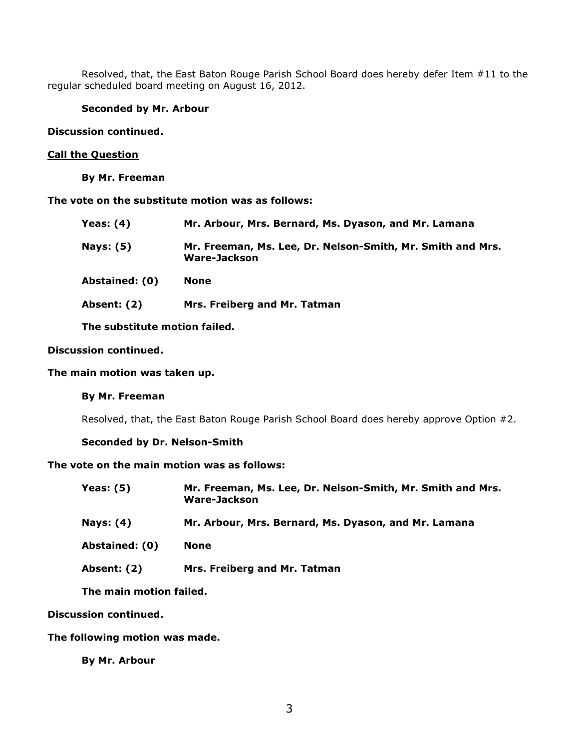Resolved, that, the East Baton Rouge Parish School Board does hereby defer Item #11 to the regular scheduled board meeting on August 16, 2012.

**Seconded by Mr. Arbour**

**Discussion continued.**

**Call the Question**

**By Mr. Freeman**

**The vote on the substitute motion was as follows:**

| | |
|---|---|
| **Yeas: (4)** | **Mr. Arbour, Mrs. Bernard, Ms. Dyason, and Mr. Lamana** |
| **Nays: (5)** | **Mr. Freeman, Ms. Lee, Dr. Nelson-Smith, Mr. Smith and Mrs. Ware-Jackson** |
| **Abstained: (0)** | **None** |
| **Absent: (2)** | **Mrs. Freiberg and Mr. Tatman** |

**The substitute motion failed.**

**Discussion continued.**

**The main motion was taken up.**

**By Mr. Freeman**

Resolved, that, the East Baton Rouge Parish School Board does hereby approve Option #2.

**Seconded by Dr. Nelson-Smith**

**The vote on the main motion was as follows:**

| | |
|---|---|
| **Yeas: (5)** | **Mr. Freeman, Ms. Lee, Dr. Nelson-Smith, Mr. Smith and Mrs. Ware-Jackson** |
| **Nays: (4)** | **Mr. Arbour, Mrs. Bernard, Ms. Dyason, and Mr. Lamana** |
| **Abstained: (0)** | **None** |
| **Absent: (2)** | **Mrs. Freiberg and Mr. Tatman** |

**The main motion failed.**

**Discussion continued.**

**The following motion was made.**

**By Mr. Arbour**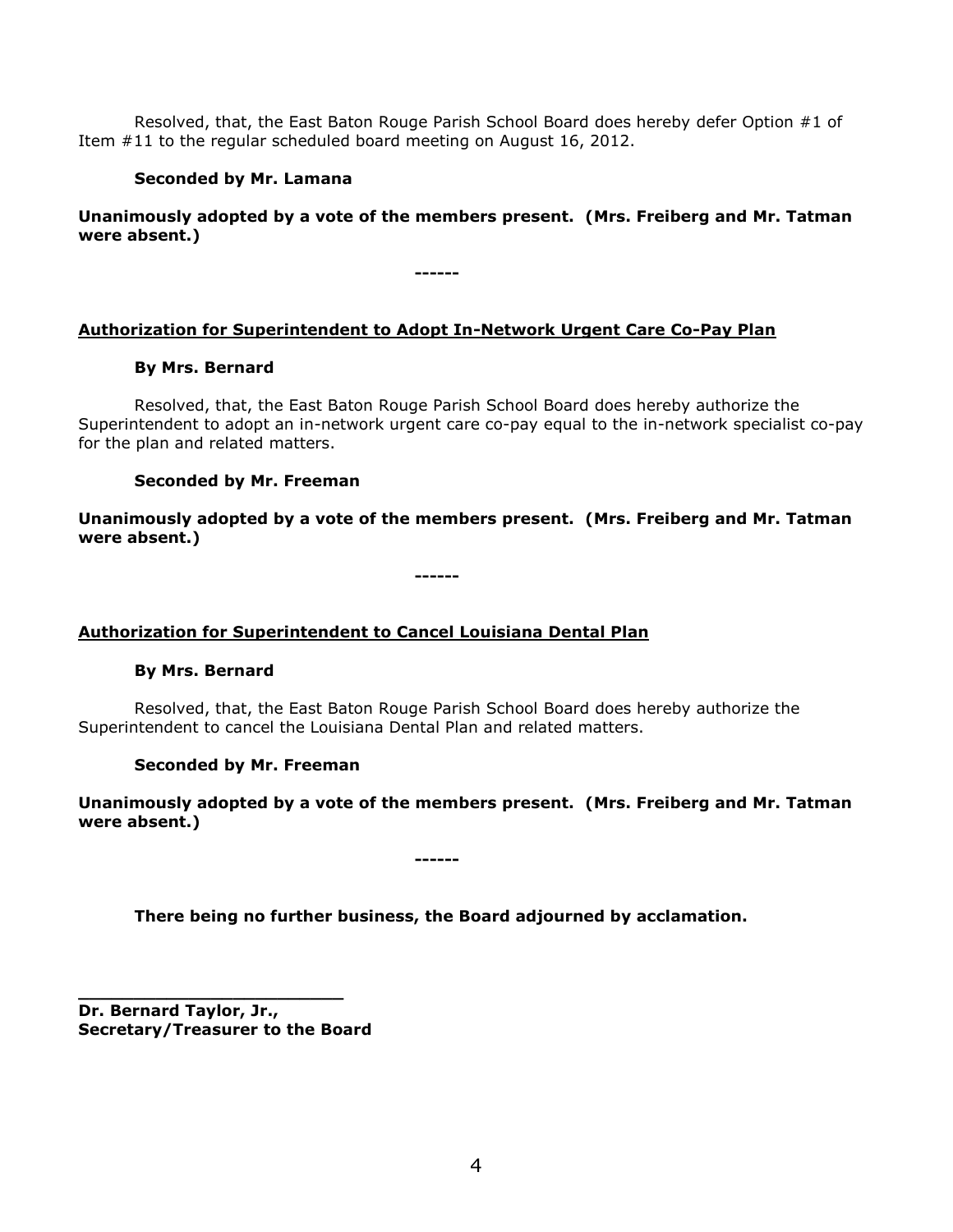Resolved, that, the East Baton Rouge Parish School Board does hereby defer Option #1 of Item #11 to the regular scheduled board meeting on August 16, 2012.

**Seconded by Mr. Lamana**

**Unanimously adopted by a vote of the members present. (Mrs. Freiberg and Mr. Tatman were absent.)**

**------**

**Authorization for Superintendent to Adopt In-Network Urgent Care Co-Pay Plan**

**By Mrs. Bernard**

Resolved, that, the East Baton Rouge Parish School Board does hereby authorize the Superintendent to adopt an in-network urgent care co-pay equal to the in-network specialist co-pay for the plan and related matters.

**Seconded by Mr. Freeman**

**Unanimously adopted by a vote of the members present. (Mrs. Freiberg and Mr. Tatman were absent.)**

**------**

**Authorization for Superintendent to Cancel Louisiana Dental Plan**

**By Mrs. Bernard**

Resolved, that, the East Baton Rouge Parish School Board does hereby authorize the Superintendent to cancel the Louisiana Dental Plan and related matters.

**Seconded by Mr. Freeman**

**Unanimously adopted by a vote of the members present. (Mrs. Freiberg and Mr. Tatman were absent.)**

**------**

**There being no further business, the Board adjourned by acclamation.**

**\_\_\_\_\_\_\_\_\_\_\_\_\_\_\_\_\_\_\_\_\_\_\_\_\_\_**
**Dr. Bernard Taylor, Jr.,**
**Secretary/Treasurer to the Board**